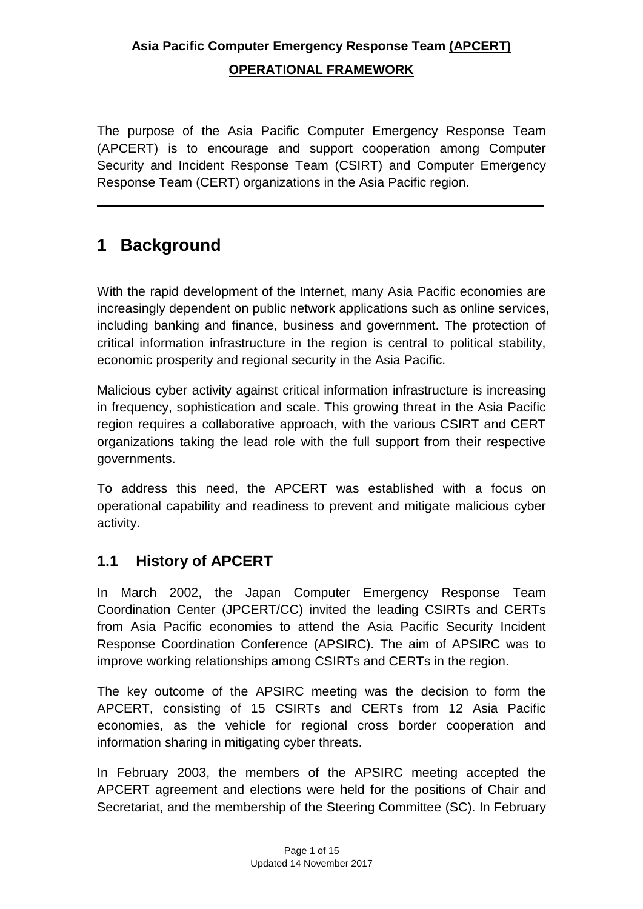**Asia Pacific Computer Emergency Response Team (APCERT)**

**OPERATIONAL FRAMEWORK**

---

The purpose of the Asia Pacific Computer Emergency Response Team (APCERT) is to encourage and support cooperation among Computer Security and Incident Response Team (CSIRT) and Computer Emergency Response Team (CERT) organizations in the Asia Pacific region.

---

# 1 Background

With the rapid development of the Internet, many Asia Pacific economies are increasingly dependent on public network applications such as online services, including banking and finance, business and government. The protection of critical information infrastructure in the region is central to political stability, economic prosperity and regional security in the Asia Pacific.

Malicious cyber activity against critical information infrastructure is increasing in frequency, sophistication and scale. This growing threat in the Asia Pacific region requires a collaborative approach, with the various CSIRT and CERT organizations taking the lead role with the full support from their respective governments.

To address this need, the APCERT was established with a focus on operational capability and readiness to prevent and mitigate malicious cyber activity.

## 1.1 History of APCERT

In March 2002, the Japan Computer Emergency Response Team Coordination Center (JPCERT/CC) invited the leading CSIRTs and CERTs from Asia Pacific economies to attend the Asia Pacific Security Incident Response Coordination Conference (APSIRC). The aim of APSIRC was to improve working relationships among CSIRTs and CERTs in the region.

The key outcome of the APSIRC meeting was the decision to form the APCERT, consisting of 15 CSIRTs and CERTs from 12 Asia Pacific economies, as the vehicle for regional cross border cooperation and information sharing in mitigating cyber threats.

In February 2003, the members of the APSIRC meeting accepted the APCERT agreement and elections were held for the positions of Chair and Secretariat, and the membership of the Steering Committee (SC). In February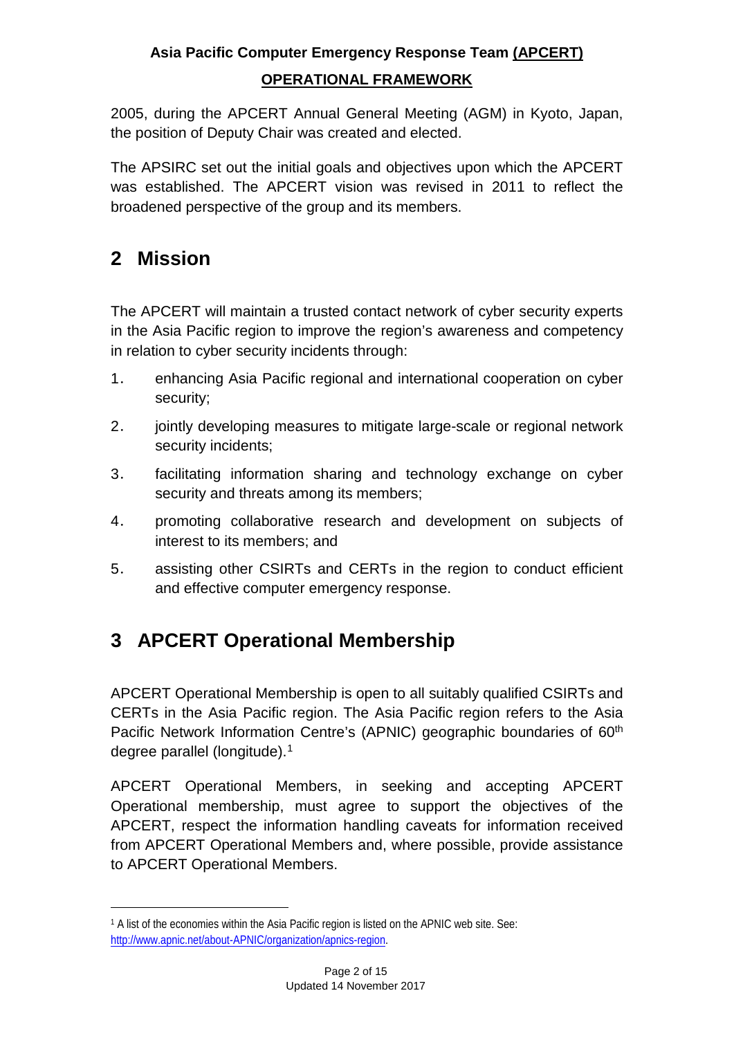2005, during the APCERT Annual General Meeting (AGM) in Kyoto, Japan, the position of Deputy Chair was created and elected.

The APSIRC set out the initial goals and objectives upon which the APCERT was established. The APCERT vision was revised in 2011 to reflect the broadened perspective of the group and its members.

# 2 Mission

The APCERT will maintain a trusted contact network of cyber security experts in the Asia Pacific region to improve the region's awareness and competency in relation to cyber security incidents through:

1. enhancing Asia Pacific regional and international cooperation on cyber security;
2. jointly developing measures to mitigate large-scale or regional network security incidents;
3. facilitating information sharing and technology exchange on cyber security and threats among its members;
4. promoting collaborative research and development on subjects of interest to its members; and
5. assisting other CSIRTs and CERTs in the region to conduct efficient and effective computer emergency response.

# 3 APCERT Operational Membership

APCERT Operational Membership is open to all suitably qualified CSIRTs and CERTs in the Asia Pacific region. The Asia Pacific region refers to the Asia Pacific Network Information Centre's (APNIC) geographic boundaries of 60th degree parallel (longitude).[1]

APCERT Operational Members, in seeking and accepting APCERT Operational membership, must agree to support the objectives of the APCERT, respect the information handling caveats for information received from APCERT Operational Members and, where possible, provide assistance to APCERT Operational Members.

[1] A list of the economies within the Asia Pacific region is listed on the APNIC web site. See: http://www.apnic.net/about-APNIC/organization/apnics-region.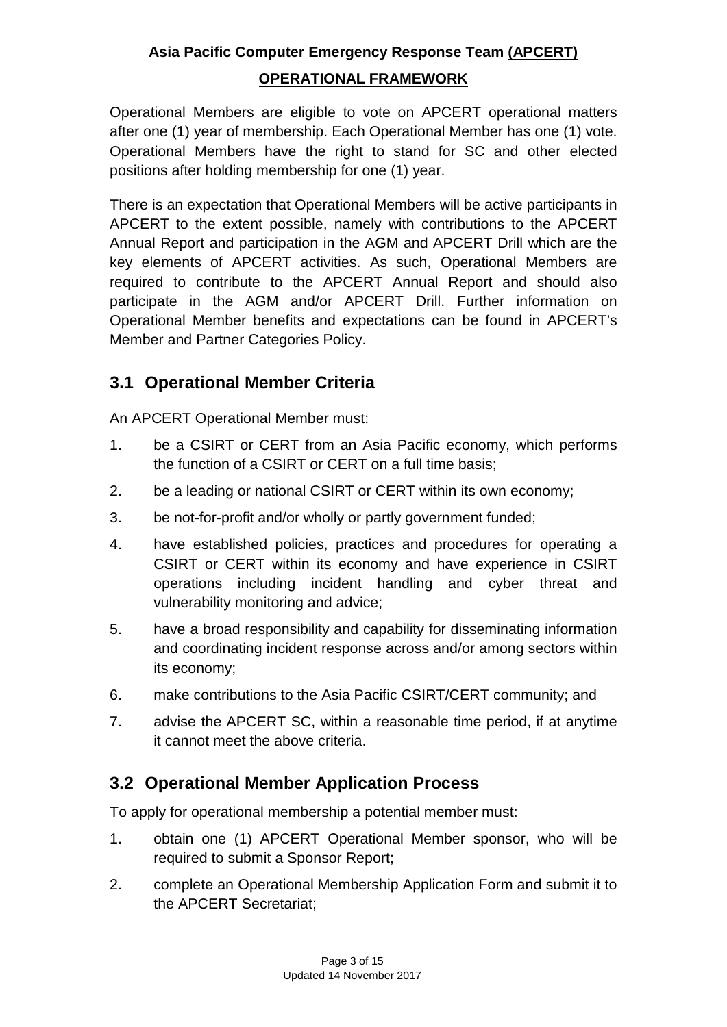Operational Members are eligible to vote on APCERT operational matters after one (1) year of membership. Each Operational Member has one (1) vote. Operational Members have the right to stand for SC and other elected positions after holding membership for one (1) year.

There is an expectation that Operational Members will be active participants in APCERT to the extent possible, namely with contributions to the APCERT Annual Report and participation in the AGM and APCERT Drill which are the key elements of APCERT activities. As such, Operational Members are required to contribute to the APCERT Annual Report and should also participate in the AGM and/or APCERT Drill. Further information on Operational Member benefits and expectations can be found in APCERT's Member and Partner Categories Policy.

## 3.1 Operational Member Criteria

An APCERT Operational Member must:

1. be a CSIRT or CERT from an Asia Pacific economy, which performs the function of a CSIRT or CERT on a full time basis;
2. be a leading or national CSIRT or CERT within its own economy;
3. be not-for-profit and/or wholly or partly government funded;
4. have established policies, practices and procedures for operating a CSIRT or CERT within its economy and have experience in CSIRT operations including incident handling and cyber threat and vulnerability monitoring and advice;
5. have a broad responsibility and capability for disseminating information and coordinating incident response across and/or among sectors within its economy;
6. make contributions to the Asia Pacific CSIRT/CERT community; and
7. advise the APCERT SC, within a reasonable time period, if at anytime it cannot meet the above criteria.

## 3.2 Operational Member Application Process

To apply for operational membership a potential member must:

1. obtain one (1) APCERT Operational Member sponsor, who will be required to submit a Sponsor Report;
2. complete an Operational Membership Application Form and submit it to the APCERT Secretariat;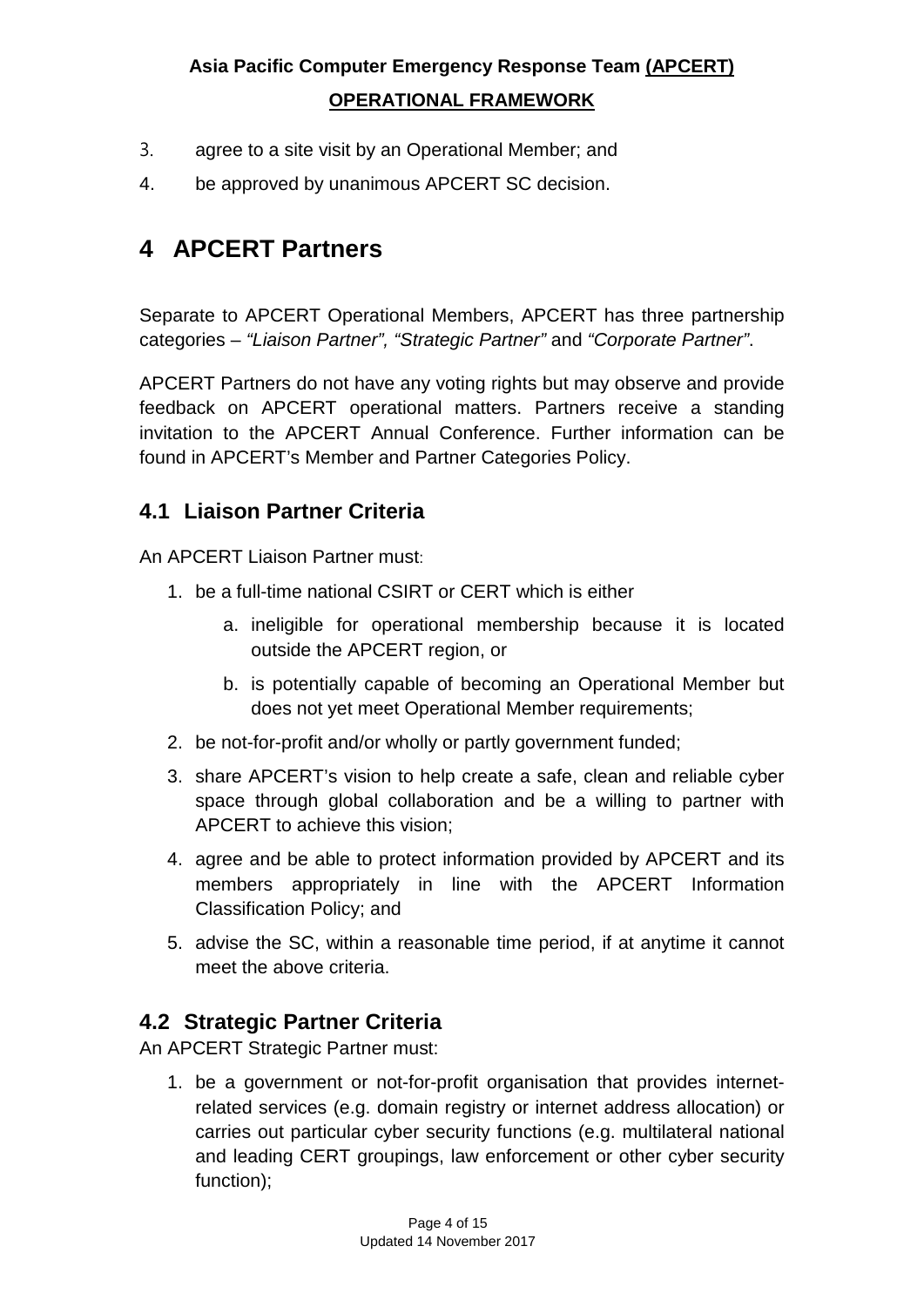3. agree to a site visit by an Operational Member; and
4. be approved by unanimous APCERT SC decision.

# 4 APCERT Partners

Separate to APCERT Operational Members, APCERT has three partnership categories – *"Liaison Partner", "Strategic Partner"* and *"Corporate Partner"*.

APCERT Partners do not have any voting rights but may observe and provide feedback on APCERT operational matters. Partners receive a standing invitation to the APCERT Annual Conference. Further information can be found in APCERT's Member and Partner Categories Policy.

## 4.1 Liaison Partner Criteria

An APCERT Liaison Partner must:

1. be a full-time national CSIRT or CERT which is either
    a. ineligible for operational membership because it is located outside the APCERT region, or
    b. is potentially capable of becoming an Operational Member but does not yet meet Operational Member requirements;
2. be not-for-profit and/or wholly or partly government funded;
3. share APCERT's vision to help create a safe, clean and reliable cyber space through global collaboration and be a willing to partner with APCERT to achieve this vision;
4. agree and be able to protect information provided by APCERT and its members appropriately in line with the APCERT Information Classification Policy; and
5. advise the SC, within a reasonable time period, if at anytime it cannot meet the above criteria.

## 4.2 Strategic Partner Criteria

An APCERT Strategic Partner must:

1. be a government or not-for-profit organisation that provides internet-related services (e.g. domain registry or internet address allocation) or carries out particular cyber security functions (e.g. multilateral national and leading CERT groupings, law enforcement or other cyber security function);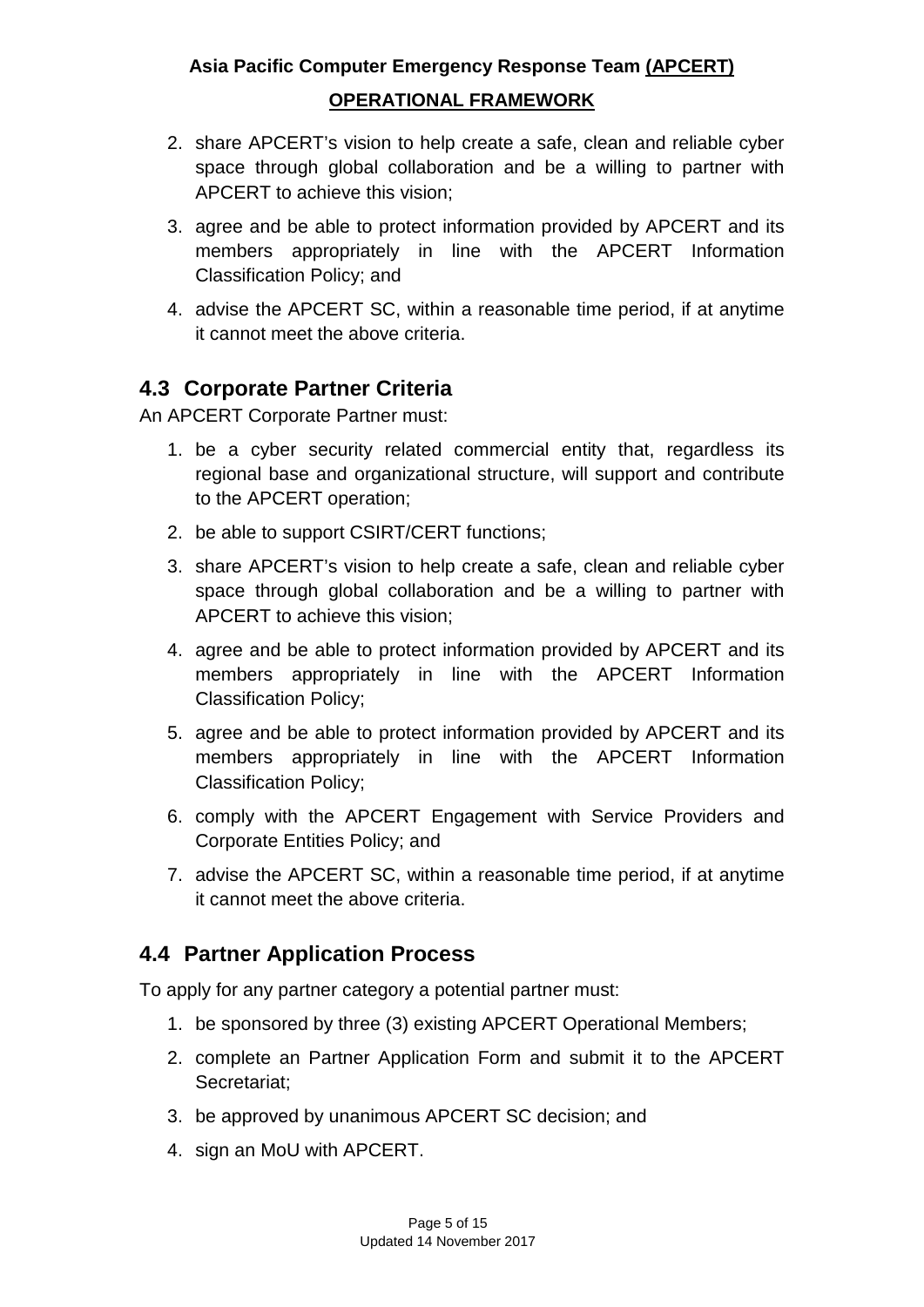2. share APCERT's vision to help create a safe, clean and reliable cyber space through global collaboration and be a willing to partner with APCERT to achieve this vision;
3. agree and be able to protect information provided by APCERT and its members appropriately in line with the APCERT Information Classification Policy; and
4. advise the APCERT SC, within a reasonable time period, if at anytime it cannot meet the above criteria.

## 4.3 Corporate Partner Criteria

An APCERT Corporate Partner must:

1. be a cyber security related commercial entity that, regardless its regional base and organizational structure, will support and contribute to the APCERT operation;
2. be able to support CSIRT/CERT functions;
3. share APCERT's vision to help create a safe, clean and reliable cyber space through global collaboration and be a willing to partner with APCERT to achieve this vision;
4. agree and be able to protect information provided by APCERT and its members appropriately in line with the APCERT Information Classification Policy;
5. agree and be able to protect information provided by APCERT and its members appropriately in line with the APCERT Information Classification Policy;
6. comply with the APCERT Engagement with Service Providers and Corporate Entities Policy; and
7. advise the APCERT SC, within a reasonable time period, if at anytime it cannot meet the above criteria.

## 4.4 Partner Application Process

To apply for any partner category a potential partner must:

1. be sponsored by three (3) existing APCERT Operational Members;
2. complete an Partner Application Form and submit it to the APCERT Secretariat;
3. be approved by unanimous APCERT SC decision; and
4. sign an MoU with APCERT.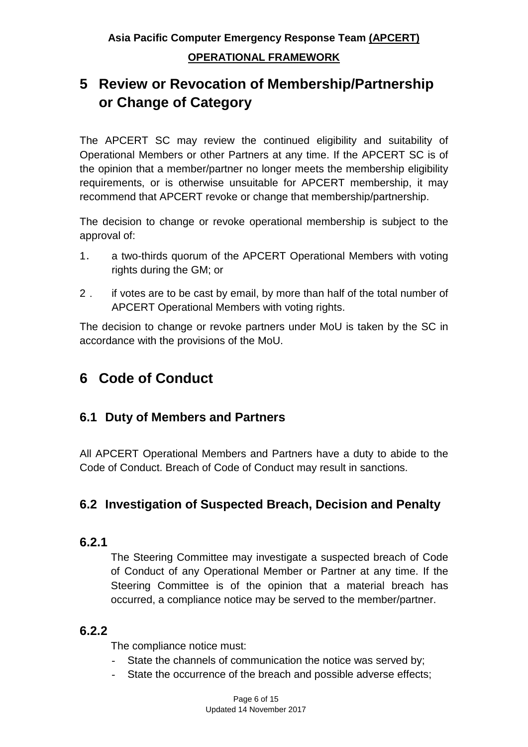# 5 Review or Revocation of Membership/Partnership or Change of Category

The APCERT SC may review the continued eligibility and suitability of Operational Members or other Partners at any time. If the APCERT SC is of the opinion that a member/partner no longer meets the membership eligibility requirements, or is otherwise unsuitable for APCERT membership, it may recommend that APCERT revoke or change that membership/partnership.

The decision to change or revoke operational membership is subject to the approval of:

1. a two-thirds quorum of the APCERT Operational Members with voting rights during the GM; or
2. if votes are to be cast by email, by more than half of the total number of APCERT Operational Members with voting rights.

The decision to change or revoke partners under MoU is taken by the SC in accordance with the provisions of the MoU.

# 6 Code of Conduct

## 6.1 Duty of Members and Partners

All APCERT Operational Members and Partners have a duty to abide to the Code of Conduct. Breach of Code of Conduct may result in sanctions.

## 6.2 Investigation of Suspected Breach, Decision and Penalty

### 6.2.1

The Steering Committee may investigate a suspected breach of Code of Conduct of any Operational Member or Partner at any time. If the Steering Committee is of the opinion that a material breach has occurred, a compliance notice may be served to the member/partner.

### 6.2.2

The compliance notice must:

- State the channels of communication the notice was served by;
- State the occurrence of the breach and possible adverse effects;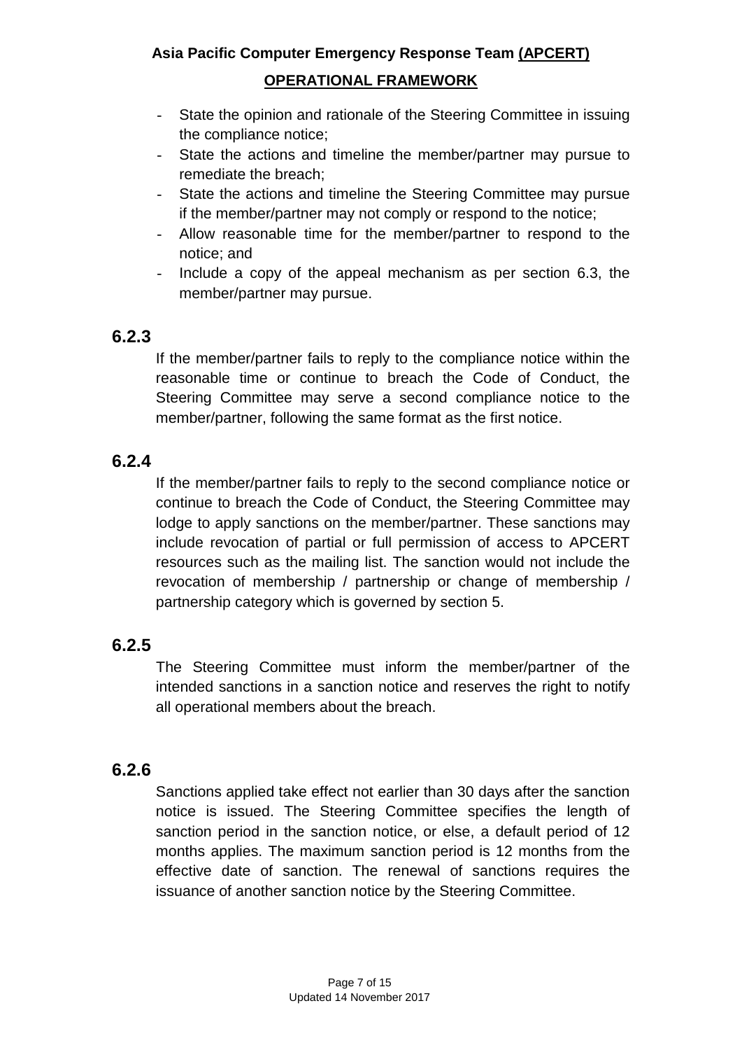- State the opinion and rationale of the Steering Committee in issuing the compliance notice;
- State the actions and timeline the member/partner may pursue to remediate the breach;
- State the actions and timeline the Steering Committee may pursue if the member/partner may not comply or respond to the notice;
- Allow reasonable time for the member/partner to respond to the notice; and
- Include a copy of the appeal mechanism as per section 6.3, the member/partner may pursue.

### 6.2.3

If the member/partner fails to reply to the compliance notice within the reasonable time or continue to breach the Code of Conduct, the Steering Committee may serve a second compliance notice to the member/partner, following the same format as the first notice.

### 6.2.4

If the member/partner fails to reply to the second compliance notice or continue to breach the Code of Conduct, the Steering Committee may lodge to apply sanctions on the member/partner. These sanctions may include revocation of partial or full permission of access to APCERT resources such as the mailing list. The sanction would not include the revocation of membership / partnership or change of membership / partnership category which is governed by section 5.

### 6.2.5

The Steering Committee must inform the member/partner of the intended sanctions in a sanction notice and reserves the right to notify all operational members about the breach.

### 6.2.6

Sanctions applied take effect not earlier than 30 days after the sanction notice is issued. The Steering Committee specifies the length of sanction period in the sanction notice, or else, a default period of 12 months applies. The maximum sanction period is 12 months from the effective date of sanction. The renewal of sanctions requires the issuance of another sanction notice by the Steering Committee.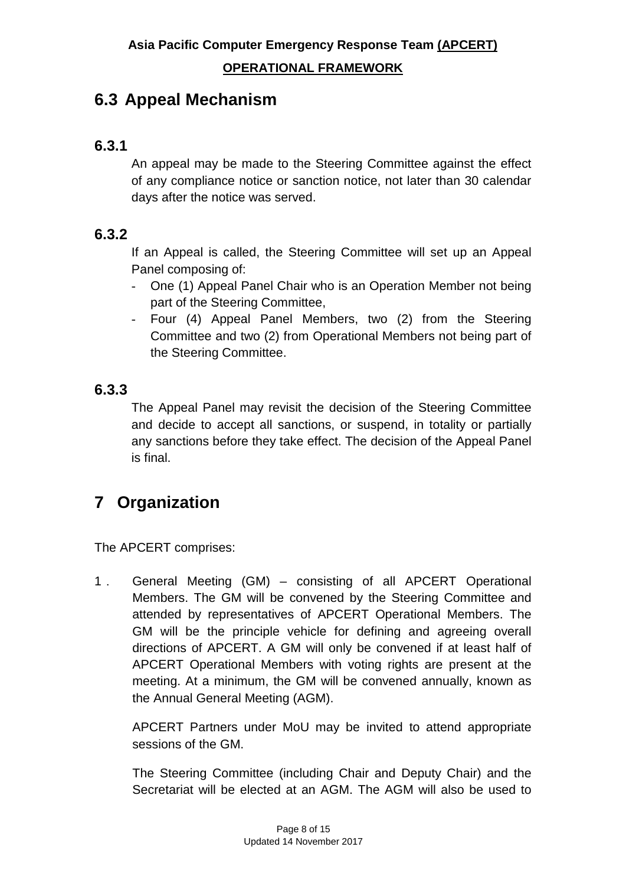## 6.3 Appeal Mechanism

### 6.3.1

An appeal may be made to the Steering Committee against the effect of any compliance notice or sanction notice, not later than 30 calendar days after the notice was served.

### 6.3.2

If an Appeal is called, the Steering Committee will set up an Appeal Panel composing of:

- One (1) Appeal Panel Chair who is an Operation Member not being part of the Steering Committee,
- Four (4) Appeal Panel Members, two (2) from the Steering Committee and two (2) from Operational Members not being part of the Steering Committee.

### 6.3.3

The Appeal Panel may revisit the decision of the Steering Committee and decide to accept all sanctions, or suspend, in totality or partially any sanctions before they take effect. The decision of the Appeal Panel is final.

# 7 Organization

The APCERT comprises:

1 . General Meeting (GM) – consisting of all APCERT Operational Members. The GM will be convened by the Steering Committee and attended by representatives of APCERT Operational Members. The GM will be the principle vehicle for defining and agreeing overall directions of APCERT. A GM will only be convened if at least half of APCERT Operational Members with voting rights are present at the meeting. At a minimum, the GM will be convened annually, known as the Annual General Meeting (AGM).

   APCERT Partners under MoU may be invited to attend appropriate sessions of the GM.

   The Steering Committee (including Chair and Deputy Chair) and the Secretariat will be elected at an AGM. The AGM will also be used to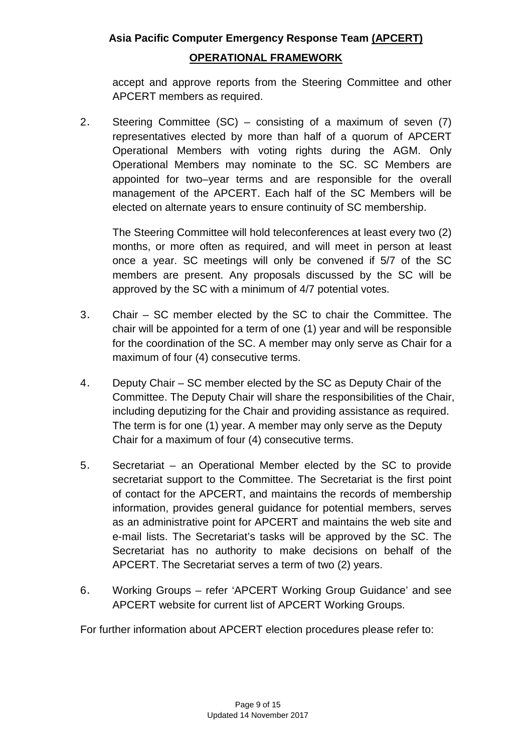accept and approve reports from the Steering Committee and other APCERT members as required.

2. Steering Committee (SC) – consisting of a maximum of seven (7) representatives elected by more than half of a quorum of APCERT Operational Members with voting rights during the AGM. Only Operational Members may nominate to the SC. SC Members are appointed for two–year terms and are responsible for the overall management of the APCERT. Each half of the SC Members will be elected on alternate years to ensure continuity of SC membership.

   The Steering Committee will hold teleconferences at least every two (2) months, or more often as required, and will meet in person at least once a year. SC meetings will only be convened if 5/7 of the SC members are present. Any proposals discussed by the SC will be approved by the SC with a minimum of 4/7 potential votes.

3. Chair – SC member elected by the SC to chair the Committee. The chair will be appointed for a term of one (1) year and will be responsible for the coordination of the SC. A member may only serve as Chair for a maximum of four (4) consecutive terms.

4. Deputy Chair – SC member elected by the SC as Deputy Chair of the Committee. The Deputy Chair will share the responsibilities of the Chair, including deputizing for the Chair and providing assistance as required. The term is for one (1) year. A member may only serve as the Deputy Chair for a maximum of four (4) consecutive terms.

5. Secretariat – an Operational Member elected by the SC to provide secretariat support to the Committee. The Secretariat is the first point of contact for the APCERT, and maintains the records of membership information, provides general guidance for potential members, serves as an administrative point for APCERT and maintains the web site and e-mail lists. The Secretariat's tasks will be approved by the SC. The Secretariat has no authority to make decisions on behalf of the APCERT. The Secretariat serves a term of two (2) years.

6. Working Groups – refer 'APCERT Working Group Guidance' and see APCERT website for current list of APCERT Working Groups.

For further information about APCERT election procedures please refer to: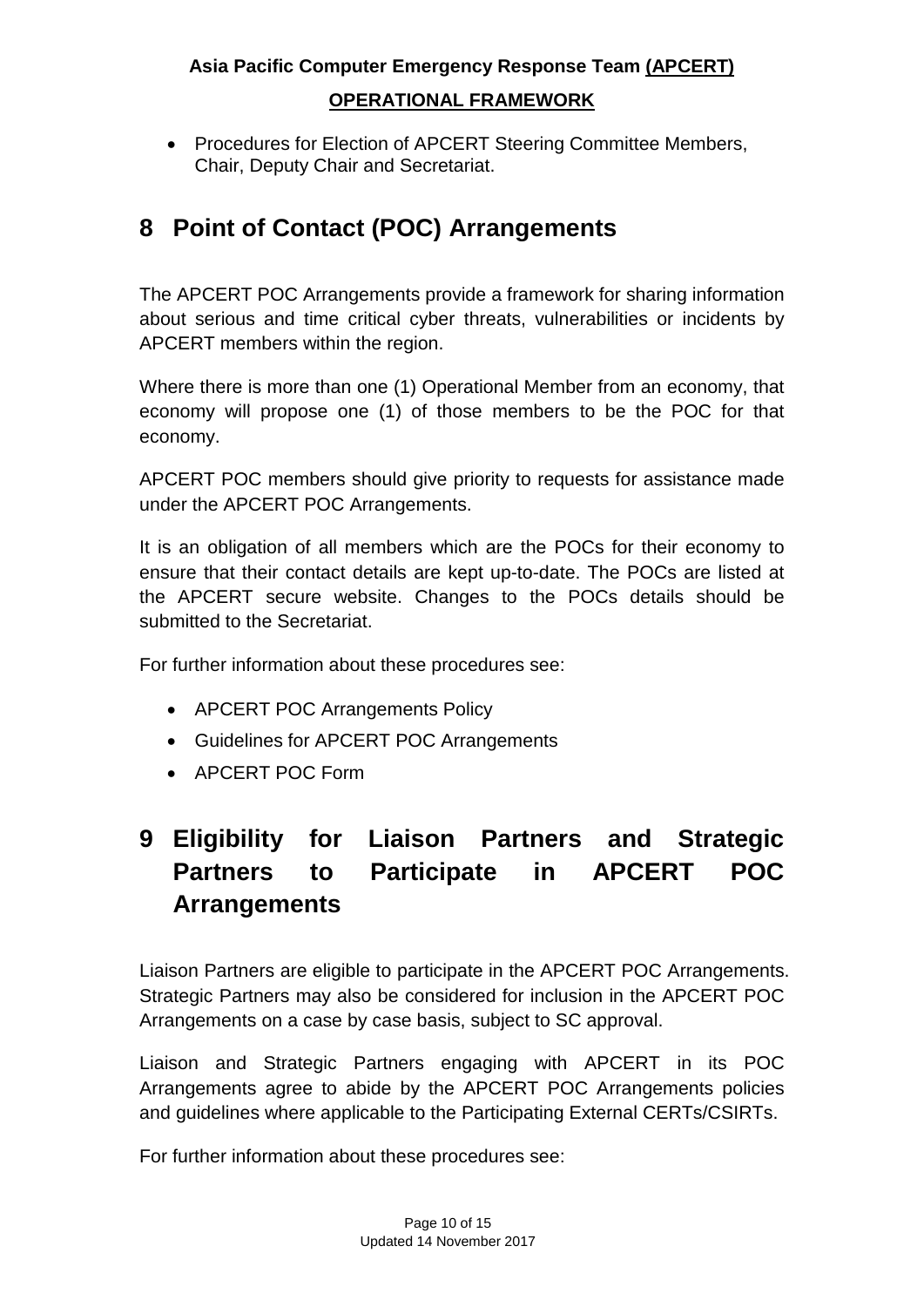- Procedures for Election of APCERT Steering Committee Members, Chair, Deputy Chair and Secretariat.

# 8 Point of Contact (POC) Arrangements

The APCERT POC Arrangements provide a framework for sharing information about serious and time critical cyber threats, vulnerabilities or incidents by APCERT members within the region.

Where there is more than one (1) Operational Member from an economy, that economy will propose one (1) of those members to be the POC for that economy.

APCERT POC members should give priority to requests for assistance made under the APCERT POC Arrangements.

It is an obligation of all members which are the POCs for their economy to ensure that their contact details are kept up-to-date. The POCs are listed at the APCERT secure website. Changes to the POCs details should be submitted to the Secretariat.

For further information about these procedures see:

- APCERT POC Arrangements Policy
- Guidelines for APCERT POC Arrangements
- APCERT POC Form

# 9 Eligibility for Liaison Partners and Strategic Partners to Participate in APCERT POC Arrangements

Liaison Partners are eligible to participate in the APCERT POC Arrangements. Strategic Partners may also be considered for inclusion in the APCERT POC Arrangements on a case by case basis, subject to SC approval.

Liaison and Strategic Partners engaging with APCERT in its POC Arrangements agree to abide by the APCERT POC Arrangements policies and guidelines where applicable to the Participating External CERTs/CSIRTs.

For further information about these procedures see: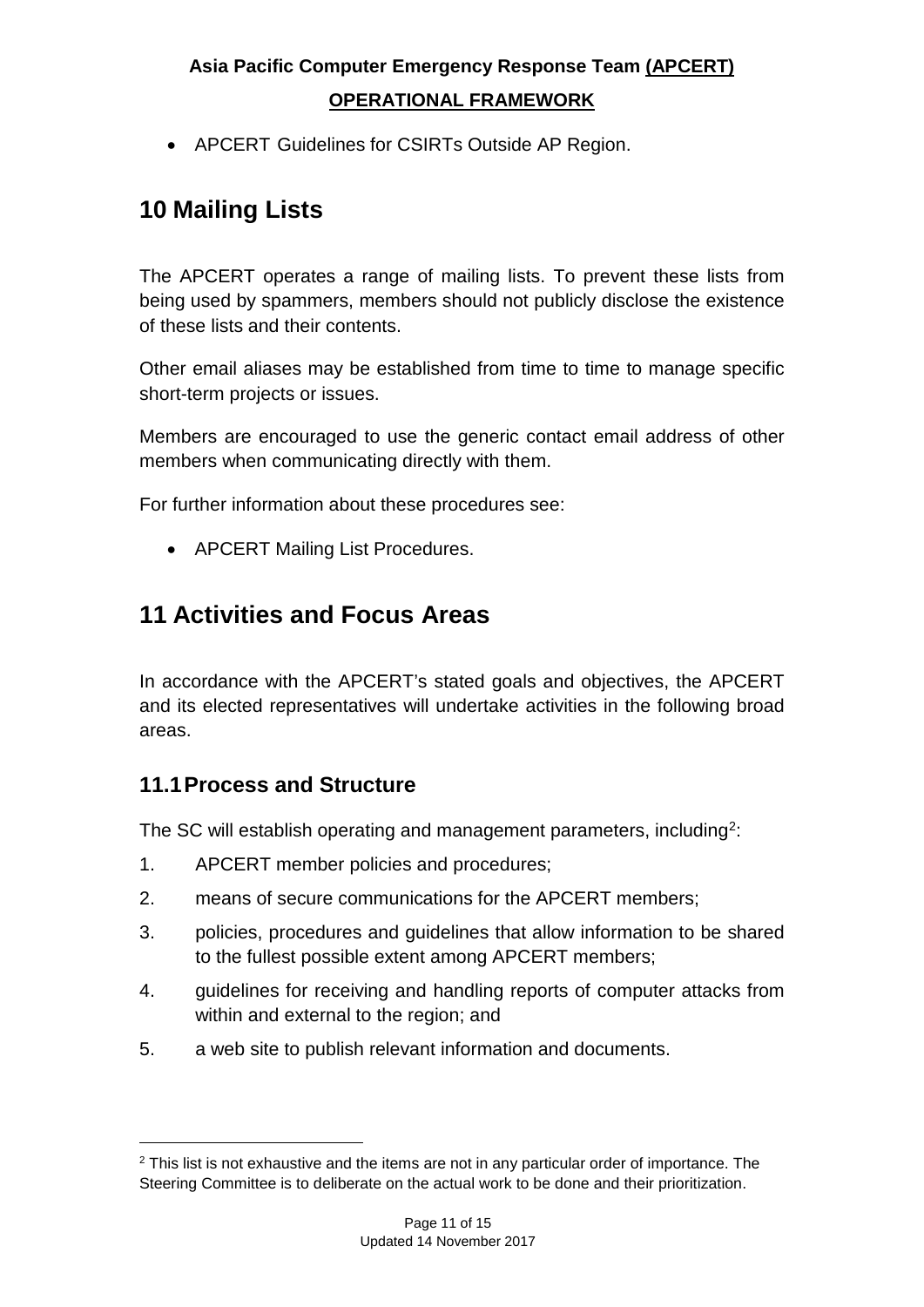- APCERT Guidelines for CSIRTs Outside AP Region.

# 10 Mailing Lists

The APCERT operates a range of mailing lists. To prevent these lists from being used by spammers, members should not publicly disclose the existence of these lists and their contents.

Other email aliases may be established from time to time to manage specific short-term projects or issues.

Members are encouraged to use the generic contact email address of other members when communicating directly with them.

For further information about these procedures see:

- APCERT Mailing List Procedures.

# 11 Activities and Focus Areas

In accordance with the APCERT's stated goals and objectives, the APCERT and its elected representatives will undertake activities in the following broad areas.

## 11.1 Process and Structure

The SC will establish operating and management parameters, including[2]:

1. APCERT member policies and procedures;
2. means of secure communications for the APCERT members;
3. policies, procedures and guidelines that allow information to be shared to the fullest possible extent among APCERT members;
4. guidelines for receiving and handling reports of computer attacks from within and external to the region; and
5. a web site to publish relevant information and documents.

[2] This list is not exhaustive and the items are not in any particular order of importance. The Steering Committee is to deliberate on the actual work to be done and their prioritization.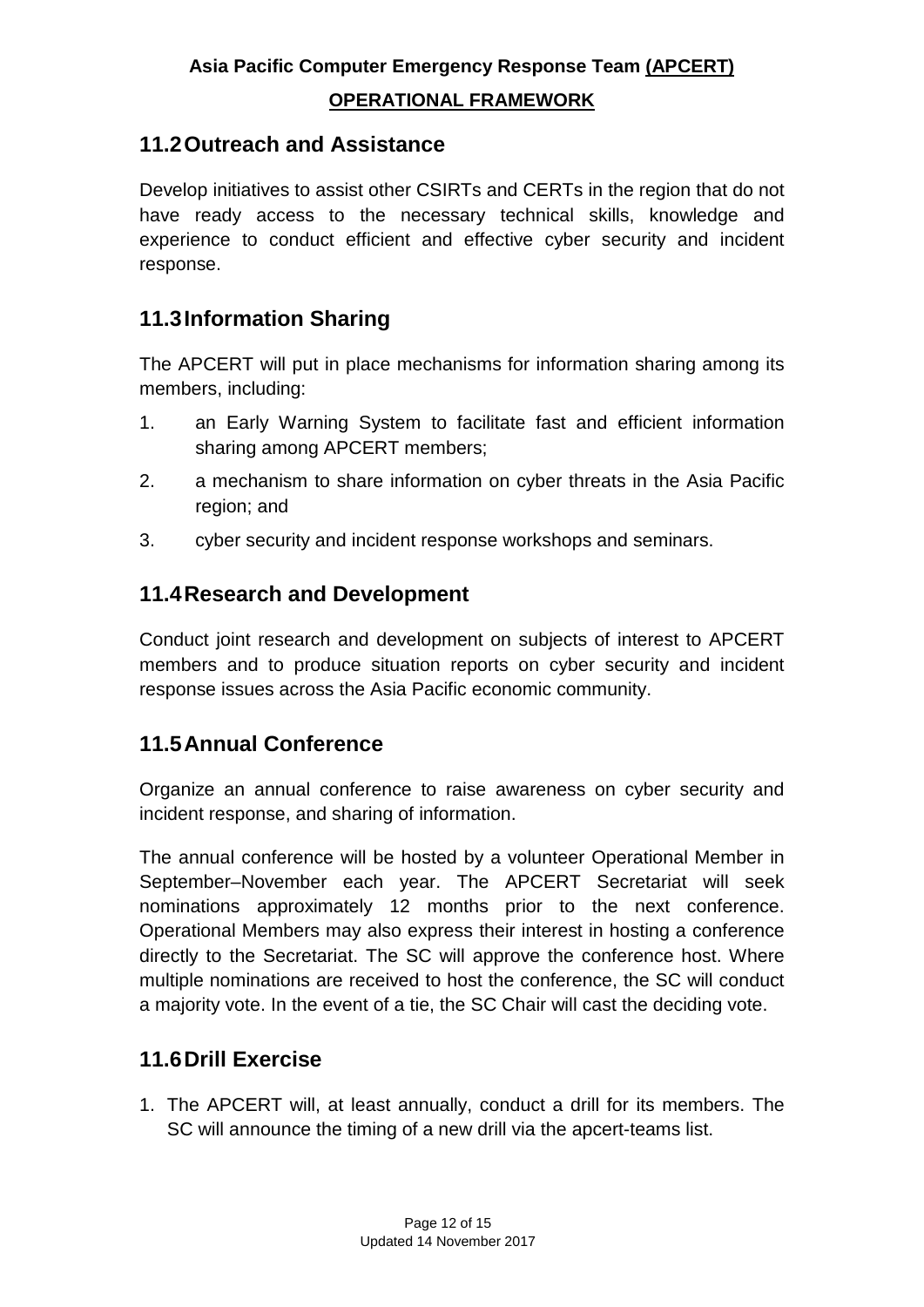## 11.2 Outreach and Assistance

Develop initiatives to assist other CSIRTs and CERTs in the region that do not have ready access to the necessary technical skills, knowledge and experience to conduct efficient and effective cyber security and incident response.

## 11.3 Information Sharing

The APCERT will put in place mechanisms for information sharing among its members, including:

1. an Early Warning System to facilitate fast and efficient information sharing among APCERT members;
2. a mechanism to share information on cyber threats in the Asia Pacific region; and
3. cyber security and incident response workshops and seminars.

## 11.4 Research and Development

Conduct joint research and development on subjects of interest to APCERT members and to produce situation reports on cyber security and incident response issues across the Asia Pacific economic community.

## 11.5 Annual Conference

Organize an annual conference to raise awareness on cyber security and incident response, and sharing of information.

The annual conference will be hosted by a volunteer Operational Member in September–November each year. The APCERT Secretariat will seek nominations approximately 12 months prior to the next conference. Operational Members may also express their interest in hosting a conference directly to the Secretariat. The SC will approve the conference host. Where multiple nominations are received to host the conference, the SC will conduct a majority vote. In the event of a tie, the SC Chair will cast the deciding vote.

## 11.6 Drill Exercise

1. The APCERT will, at least annually, conduct a drill for its members. The SC will announce the timing of a new drill via the apcert-teams list.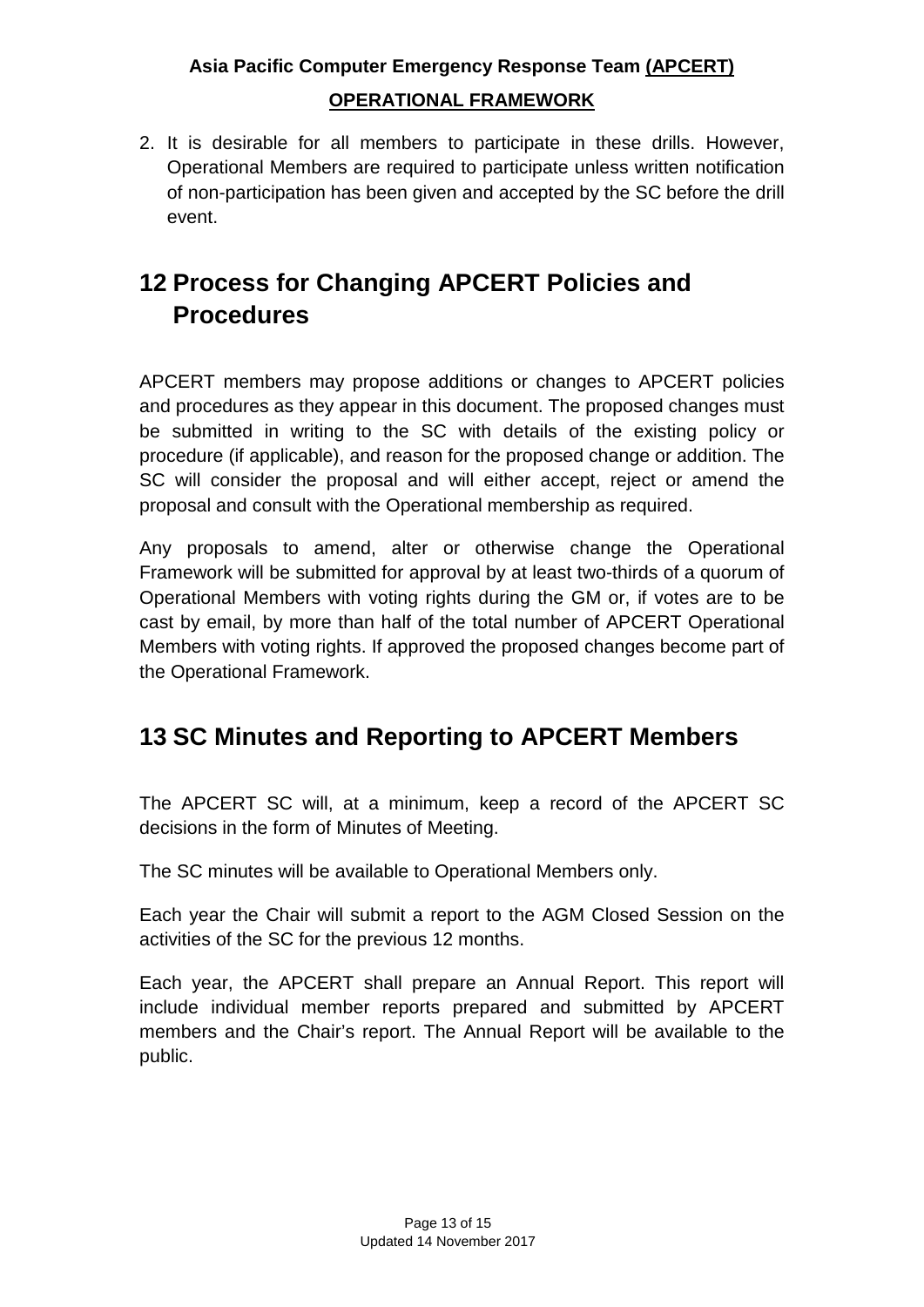2. It is desirable for all members to participate in these drills. However, Operational Members are required to participate unless written notification of non-participation has been given and accepted by the SC before the drill event.

# 12 Process for Changing APCERT Policies and Procedures

APCERT members may propose additions or changes to APCERT policies and procedures as they appear in this document. The proposed changes must be submitted in writing to the SC with details of the existing policy or procedure (if applicable), and reason for the proposed change or addition. The SC will consider the proposal and will either accept, reject or amend the proposal and consult with the Operational membership as required.

Any proposals to amend, alter or otherwise change the Operational Framework will be submitted for approval by at least two-thirds of a quorum of Operational Members with voting rights during the GM or, if votes are to be cast by email, by more than half of the total number of APCERT Operational Members with voting rights. If approved the proposed changes become part of the Operational Framework.

# 13 SC Minutes and Reporting to APCERT Members

The APCERT SC will, at a minimum, keep a record of the APCERT SC decisions in the form of Minutes of Meeting.

The SC minutes will be available to Operational Members only.

Each year the Chair will submit a report to the AGM Closed Session on the activities of the SC for the previous 12 months.

Each year, the APCERT shall prepare an Annual Report. This report will include individual member reports prepared and submitted by APCERT members and the Chair's report. The Annual Report will be available to the public.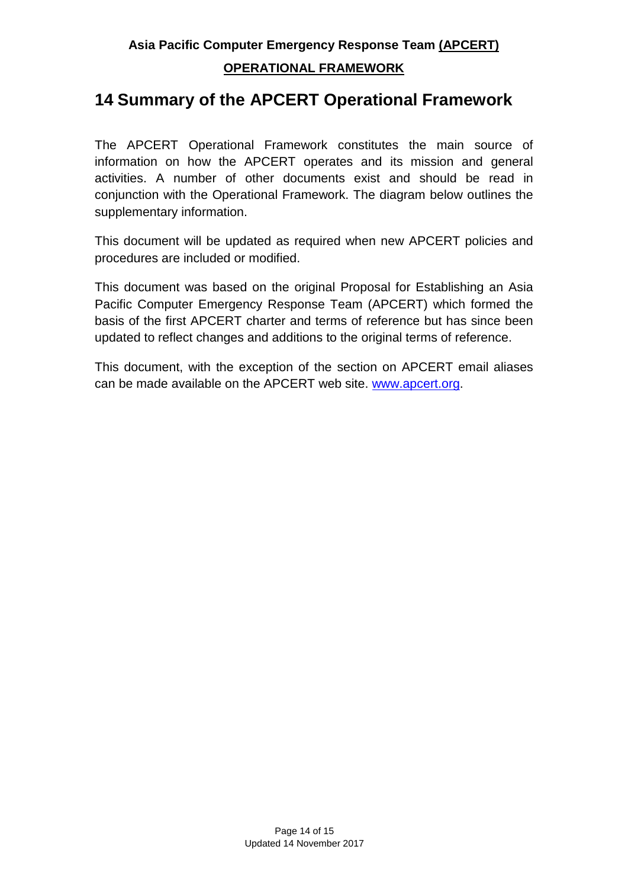# 14 Summary of the APCERT Operational Framework

The APCERT Operational Framework constitutes the main source of information on how the APCERT operates and its mission and general activities. A number of other documents exist and should be read in conjunction with the Operational Framework. The diagram below outlines the supplementary information.

This document will be updated as required when new APCERT policies and procedures are included or modified.

This document was based on the original Proposal for Establishing an Asia Pacific Computer Emergency Response Team (APCERT) which formed the basis of the first APCERT charter and terms of reference but has since been updated to reflect changes and additions to the original terms of reference.

This document, with the exception of the section on APCERT email aliases can be made available on the APCERT web site. www.apcert.org.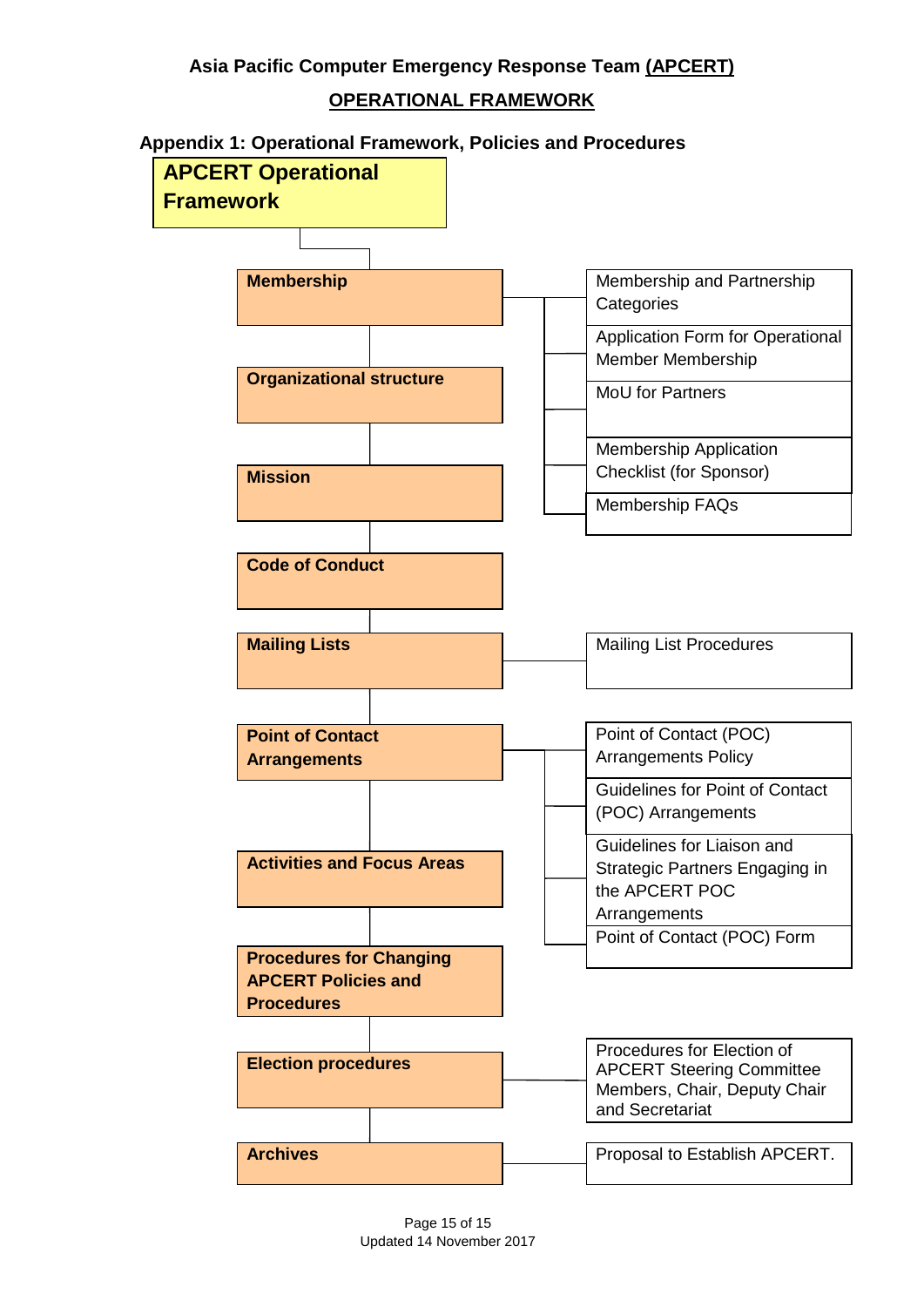**Asia Pacific Computer Emergency Response Team (APCERT)**

**OPERATIONAL FRAMEWORK**

**Appendix 1: Operational Framework, Policies and Procedures**

**APCERT Operational Framework**

- **Membership**
  - Membership and Partnership Categories
  - Application Form for Operational Member Membership
  - MoU for Partners
  - Membership Application Checklist (for Sponsor)
  - Membership FAQs
- **Organizational structure**
- **Mission**
- **Code of Conduct**
- **Mailing Lists**
  - Mailing List Procedures
- **Point of Contact Arrangements**
  - Point of Contact (POC) Arrangements Policy
  - Guidelines for Point of Contact (POC) Arrangements
  - Guidelines for Liaison and Strategic Partners Engaging in the APCERT POC Arrangements
  - Point of Contact (POC) Form
- **Activities and Focus Areas**
- **Procedures for Changing APCERT Policies and Procedures**
- **Election procedures**
  - Procedures for Election of APCERT Steering Committee Members, Chair, Deputy Chair and Secretariat
- **Archives**
  - Proposal to Establish APCERT.

Updated 14 November 2017